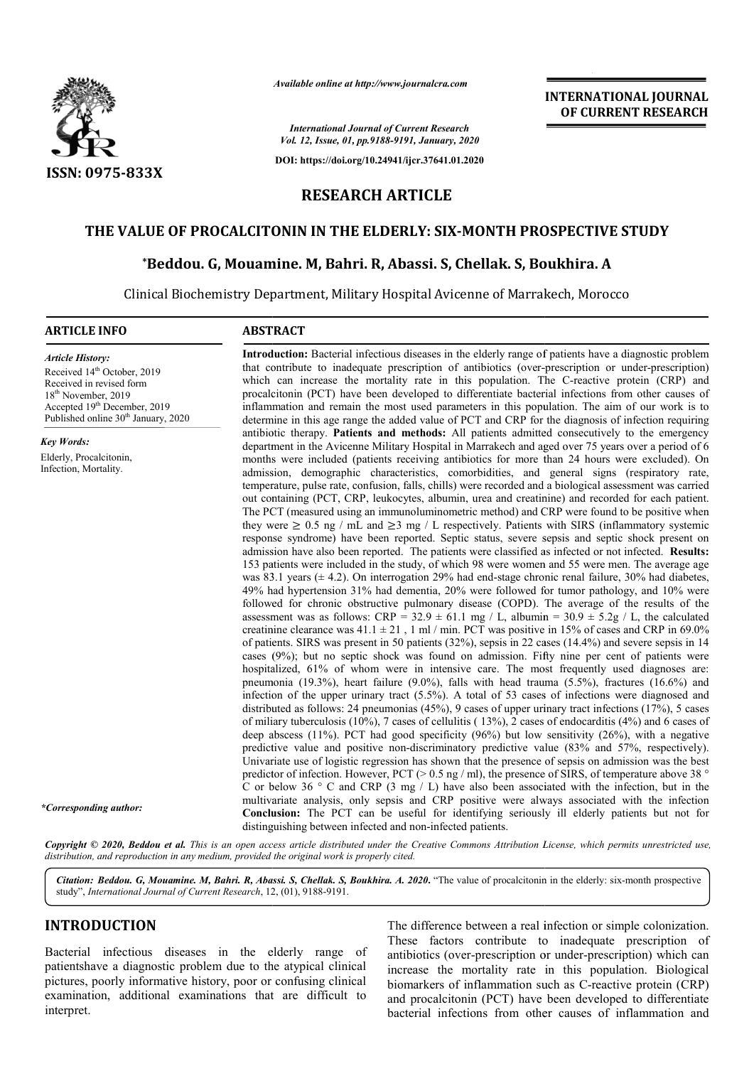*Available online at http://www.journalcra.com*

*International Journal of Current Research*
*Vol. 12, Issue, 01, pp.9188-9191, January, 2020*

**DOI: https://doi.org/10.24941/ijcr.37641.01.2020**

**ISSN: 0975-833X**

**INTERNATIONAL JOURNAL OF CURRENT RESEARCH**

## RESEARCH ARTICLE

# THE VALUE OF PROCALCITONIN IN THE ELDERLY: SIX-MONTH PROSPECTIVE STUDY

**\*Beddou. G, Mouamine. M, Bahri. R, Abassi. S, Chellak. S, Boukhira. A**

Clinical Biochemistry Department, Military Hospital Avicenne of Marrakech, Morocco

### ARTICLE INFO

*Article History:*
Received 14th October, 2019
Received in revised form 18th November, 2019
Accepted 19th December, 2019
Published online 30th January, 2020

*Key Words:*
Elderly, Procalcitonin, Infection, Mortality.

*\*Corresponding author:*

### ABSTRACT

**Introduction:** Bacterial infectious diseases in the elderly range of patients have a diagnostic problem that contribute to inadequate prescription of antibiotics (over-prescription or under-prescription) which can increase the mortality rate in this population. The C-reactive protein (CRP) and procalcitonin (PCT) have been developed to differentiate bacterial infections from other causes of inflammation and remain the most used parameters in this population. The aim of our work is to determine in this age range the added value of PCT and CRP for the diagnosis of infection requiring antibiotic therapy. **Patients and methods:** All patients admitted consecutively to the emergency department in the Avicenne Military Hospital in Marrakech and aged over 75 years over a period of 6 months were included (patients receiving antibiotics for more than 24 hours were excluded). On admission, demographic characteristics, comorbidities, and general signs (respiratory rate, temperature, pulse rate, confusion, falls, chills) were recorded and a biological assessment was carried out containing (PCT, CRP, leukocytes, albumin, urea and creatinine) and recorded for each patient. The PCT (measured using an immunoluminometric method) and CRP were found to be positive when they were ≥ 0.5 ng / mL and ≥3 mg / L respectively. Patients with SIRS (inflammatory systemic response syndrome) have been reported. Septic status, severe sepsis and septic shock present on admission have also been reported. The patients were classified as infected or not infected. **Results:** 153 patients were included in the study, of which 98 were women and 55 were men. The average age was 83.1 years (± 4.2). On interrogation 29% had end-stage chronic renal failure, 30% had diabetes, 49% had hypertension 31% had dementia, 20% were followed for tumor pathology, and 10% were followed for chronic obstructive pulmonary disease (COPD). The average of the results of the assessment was as follows: CRP = 32.9 ± 61.1 mg / L, albumin = 30.9 ± 5.2g / L, the calculated creatinine clearance was 41.1 ± 21 , 1 ml / min. PCT was positive in 15% of cases and CRP in 69.0% of patients. SIRS was present in 50 patients (32%), sepsis in 22 cases (14.4%) and severe sepsis in 14 cases (9%); but no septic shock was found on admission. Fifty nine per cent of patients were hospitalized, 61% of whom were in intensive care. The most frequently used diagnoses are: pneumonia (19.3%), heart failure (9.0%), falls with head trauma (5.5%), fractures (16.6%) and infection of the upper urinary tract (5.5%). A total of 53 cases of infections were diagnosed and distributed as follows: 24 pneumonias (45%), 9 cases of upper urinary tract infections (17%), 5 cases of miliary tuberculosis (10%), 7 cases of cellulitis ( 13%), 2 cases of endocarditis (4%) and 6 cases of deep abscess (11%). PCT had good specificity (96%) but low sensitivity (26%), with a negative predictive value and positive non-discriminatory predictive value (83% and 57%, respectively). Univariate use of logistic regression has shown that the presence of sepsis on admission was the best predictor of infection. However, PCT (> 0.5 ng / ml), the presence of SIRS, of temperature above 38 ° C or below 36 ° C and CRP (3 mg / L) have also been associated with the infection, but in the multivariate analysis, only sepsis and CRP positive were always associated with the infection **Conclusion:** The PCT can be useful for identifying seriously ill elderly patients but not for distinguishing between infected and non-infected patients.

*Copyright © 2020, Beddou et al. This is an open access article distributed under the Creative Commons Attribution License, which permits unrestricted use, distribution, and reproduction in any medium, provided the original work is properly cited.*

***Citation: Beddou. G, Mouamine. M, Bahri. R, Abassi. S, Chellak. S, Boukhira. A. 2020.** "The value of procalcitonin in the elderly: six-month prospective study", International Journal of Current Research, 12, (01), 9188-9191.*

## INTRODUCTION

Bacterial infectious diseases in the elderly range of patientshave a diagnostic problem due to the atypical clinical pictures, poorly informative history, poor or confusing clinical examination, additional examinations that are difficult to interpret. The difference between a real infection or simple colonization. These factors contribute to inadequate prescription of antibiotics (over-prescription or under-prescription) which can increase the mortality rate in this population. Biological biomarkers of inflammation such as C-reactive protein (CRP) and procalcitonin (PCT) have been developed to differentiate bacterial infections from other causes of inflammation and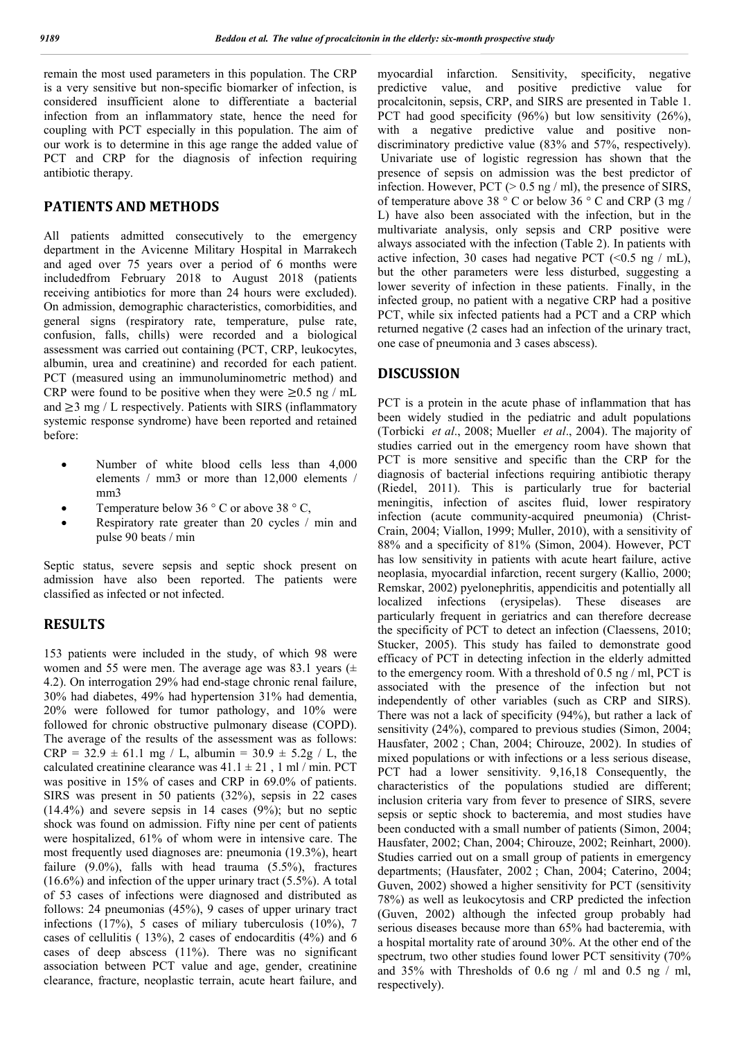remain the most used parameters in this population. The CRP is a very sensitive but non-specific biomarker of infection, is considered insufficient alone to differentiate a bacterial infection from an inflammatory state, hence the need for coupling with PCT especially in this population. The aim of our work is to determine in this age range the added value of PCT and CRP for the diagnosis of infection requiring antibiotic therapy.

## PATIENTS AND METHODS

All patients admitted consecutively to the emergency department in the Avicenne Military Hospital in Marrakech and aged over 75 years over a period of 6 months were includedfrom February 2018 to August 2018 (patients receiving antibiotics for more than 24 hours were excluded). On admission, demographic characteristics, comorbidities, and general signs (respiratory rate, temperature, pulse rate, confusion, falls, chills) were recorded and a biological assessment was carried out containing (PCT, CRP, leukocytes, albumin, urea and creatinine) and recorded for each patient. PCT (measured using an immunoluminometric method) and CRP were found to be positive when they were ≥0.5 ng / mL and ≥3 mg / L respectively. Patients with SIRS (inflammatory systemic response syndrome) have been reported and retained before:

- Number of white blood cells less than 4,000 elements / mm3 or more than 12,000 elements / mm3
- Temperature below 36 ° C or above 38 ° C,
- Respiratory rate greater than 20 cycles / min and pulse 90 beats / min

Septic status, severe sepsis and septic shock present on admission have also been reported. The patients were classified as infected or not infected.

## RESULTS

153 patients were included in the study, of which 98 were women and 55 were men. The average age was 83.1 years (± 4.2). On interrogation 29% had end-stage chronic renal failure, 30% had diabetes, 49% had hypertension 31% had dementia, 20% were followed for tumor pathology, and 10% were followed for chronic obstructive pulmonary disease (COPD). The average of the results of the assessment was as follows: CRP = 32.9 ± 61.1 mg / L, albumin = 30.9 ± 5.2g / L, the calculated creatinine clearance was 41.1 ± 21 , 1 ml / min. PCT was positive in 15% of cases and CRP in 69.0% of patients. SIRS was present in 50 patients (32%), sepsis in 22 cases (14.4%) and severe sepsis in 14 cases (9%); but no septic shock was found on admission. Fifty nine per cent of patients were hospitalized, 61% of whom were in intensive care. The most frequently used diagnoses are: pneumonia (19.3%), heart failure (9.0%), falls with head trauma (5.5%), fractures (16.6%) and infection of the upper urinary tract (5.5%). A total of 53 cases of infections were diagnosed and distributed as follows: 24 pneumonias (45%), 9 cases of upper urinary tract infections (17%), 5 cases of miliary tuberculosis (10%), 7 cases of cellulitis ( 13%), 2 cases of endocarditis (4%) and 6 cases of deep abscess (11%). There was no significant association between PCT value and age, gender, creatinine clearance, fracture, neoplastic terrain, acute heart failure, and myocardial infarction. Sensitivity, specificity, negative predictive value, and positive predictive value for procalcitonin, sepsis, CRP, and SIRS are presented in Table 1. PCT had good specificity (96%) but low sensitivity (26%), with a negative predictive value and positive non-discriminatory predictive value (83% and 57%, respectively). Univariate use of logistic regression has shown that the presence of sepsis on admission was the best predictor of infection. However, PCT (> 0.5 ng / ml), the presence of SIRS, of temperature above 38 ° C or below 36 ° C and CRP (3 mg / L) have also been associated with the infection, but in the multivariate analysis, only sepsis and CRP positive were always associated with the infection (Table 2). In patients with active infection, 30 cases had negative PCT (<0.5 ng / mL), but the other parameters were less disturbed, suggesting a lower severity of infection in these patients. Finally, in the infected group, no patient with a negative CRP had a positive PCT, while six infected patients had a PCT and a CRP which returned negative (2 cases had an infection of the urinary tract, one case of pneumonia and 3 cases abscess).

## DISCUSSION

PCT is a protein in the acute phase of inflammation that has been widely studied in the pediatric and adult populations (Torbicki *et al*., 2008; Mueller *et al*., 2004). The majority of studies carried out in the emergency room have shown that PCT is more sensitive and specific than the CRP for the diagnosis of bacterial infections requiring antibiotic therapy (Riedel, 2011). This is particularly true for bacterial meningitis, infection of ascites fluid, lower respiratory infection (acute community-acquired pneumonia) (Christ-Crain, 2004; Viallon, 1999; Muller, 2010), with a sensitivity of 88% and a specificity of 81% (Simon, 2004). However, PCT has low sensitivity in patients with acute heart failure, active neoplasia, myocardial infarction, recent surgery (Kallio, 2000; Remskar, 2002) pyelonephritis, appendicitis and potentially all localized infections (erysipelas). These diseases are particularly frequent in geriatrics and can therefore decrease the specificity of PCT to detect an infection (Claessens, 2010; Stucker, 2005). This study has failed to demonstrate good efficacy of PCT in detecting infection in the elderly admitted to the emergency room. With a threshold of 0.5 ng / ml, PCT is associated with the presence of the infection but not independently of other variables (such as CRP and SIRS). There was not a lack of specificity (94%), but rather a lack of sensitivity (24%), compared to previous studies (Simon, 2004; Hausfater, 2002 ; Chan, 2004; Chirouze, 2002). In studies of mixed populations or with infections or a less serious disease, PCT had a lower sensitivity. 9,16,18 Consequently, the characteristics of the populations studied are different; inclusion criteria vary from fever to presence of SIRS, severe sepsis or septic shock to bacteremia, and most studies have been conducted with a small number of patients (Simon, 2004; Hausfater, 2002; Chan, 2004; Chirouze, 2002; Reinhart, 2000). Studies carried out on a small group of patients in emergency departments; (Hausfater, 2002 ; Chan, 2004; Caterino, 2004; Guven, 2002) showed a higher sensitivity for PCT (sensitivity 78%) as well as leukocytosis and CRP predicted the infection (Guven, 2002) although the infected group probably had serious diseases because more than 65% had bacteremia, with a hospital mortality rate of around 30%. At the other end of the spectrum, two other studies found lower PCT sensitivity (70% and 35% with Thresholds of 0.6 ng / ml and 0.5 ng / ml, respectively).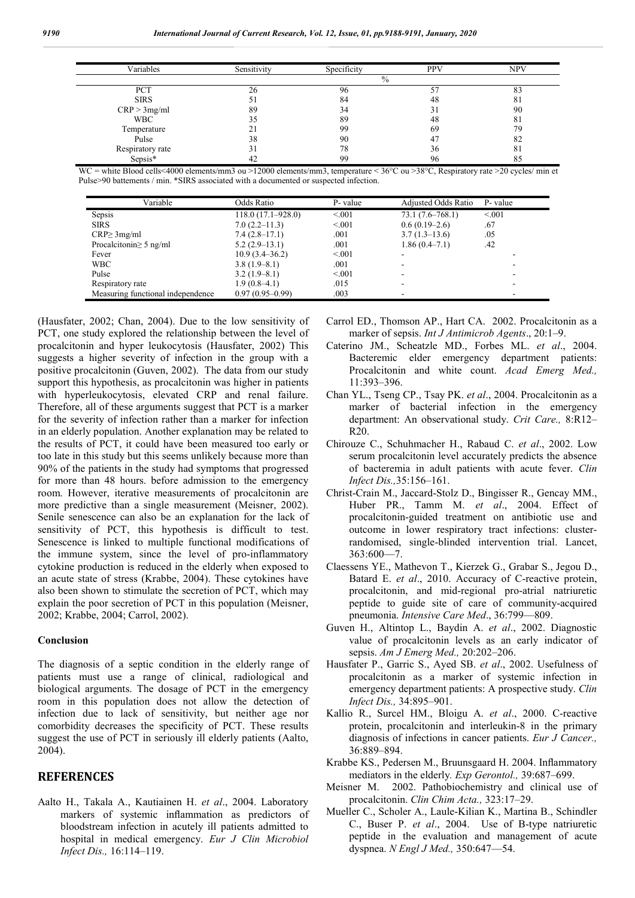| Variables | Sensitivity | Specificity | PPV | NPV |
|---|---|---|---|---|
| | | % | | |
| PCT | 26 | 96 | 57 | 83 |
| SIRS | 51 | 84 | 48 | 81 |
| CRP > 3mg/ml | 89 | 34 | 31 | 90 |
| WBC | 35 | 89 | 48 | 81 |
| Temperature | 21 | 99 | 69 | 79 |
| Pulse | 38 | 90 | 47 | 82 |
| Respiratory rate | 31 | 78 | 36 | 81 |
| Sepsis* | 42 | 99 | 96 | 85 |

WC = white Blood cells<4000 elements/mm3 ou >12000 elements/mm3, temperature < 36°C ou >38°C, Respiratory rate >20 cycles/ min et Pulse>90 battements / min. *SIRS associated with a documented or suspected infection.

| Variable | Odds Ratio | P- value | Adjusted Odds Ratio | P- value |
|---|---|---|---|---|
| Sepsis | 118.0 (17.1–928.0) | <.001 | 73.1 (7.6–768.1) | <.001 |
| SIRS | 7.0 (2.2–11.3) | <.001 | 0.6 (0.19–2.6) | .67 |
| CRP≥ 3mg/ml | 7.4 (2.8–17.1) | .001 | 3.7 (1.3–13.6) | .05 |
| Procalcitonin≥ 5 ng/ml | 5.2 (2.9–13.1) | .001 | 1.86 (0.4–7.1) | .42 |
| Fever | 10.9 (3.4–36.2) | <.001 | - | - |
| WBC | 3.8 (1.9–8.1) | .001 | - | - |
| Pulse | 3.2 (1.9–8.1) | <.001 | - | - |
| Respiratory rate | 1.9 (0.8–4.1) | .015 | - | - |
| Measuring functional independence | 0.97 (0.95–0.99) | .003 | - | - |

(Hausfater, 2002; Chan, 2004). Due to the low sensitivity of PCT, one study explored the relationship between the level of procalcitonin and hyper leukocytosis (Hausfater, 2002) This suggests a higher severity of infection in the group with a positive procalcitonin (Guven, 2002). The data from our study support this hypothesis, as procalcitonin was higher in patients with hyperleukocytosis, elevated CRP and renal failure. Therefore, all of these arguments suggest that PCT is a marker for the severity of infection rather than a marker for infection in an elderly population. Another explanation may be related to the results of PCT, it could have been measured too early or too late in this study but this seems unlikely because more than 90% of the patients in the study had symptoms that progressed for more than 48 hours. before admission to the emergency room. However, iterative measurements of procalcitonin are more predictive than a single measurement (Meisner, 2002). Senile senescence can also be an explanation for the lack of sensitivity of PCT, this hypothesis is difficult to test. Senescence is linked to multiple functional modifications of the immune system, since the level of pro-inflammatory cytokine production is reduced in the elderly when exposed to an acute state of stress (Krabbe, 2004). These cytokines have also been shown to stimulate the secretion of PCT, which may explain the poor secretion of PCT in this population (Meisner, 2002; Krabbe, 2004; Carrol, 2002).

### Conclusion

The diagnosis of a septic condition in the elderly range of patients must use a range of clinical, radiological and biological arguments. The dosage of PCT in the emergency room in this population does not allow the detection of infection due to lack of sensitivity, but neither age nor comorbidity decreases the specificity of PCT. These results suggest the use of PCT in seriously ill elderly patients (Aalto, 2004).

## REFERENCES

Aalto H., Takala A., Kautiainen H. *et al*., 2004. Laboratory markers of systemic inflammation as predictors of bloodstream infection in acutely ill patients admitted to hospital in medical emergency. *Eur J Clin Microbiol Infect Dis.,* 16:114–119.

Carrol ED., Thomson AP., Hart CA. 2002. Procalcitonin as a marker of sepsis. *Int J Antimicrob Agents*., 20:1–9.

Caterino JM., Scheatzle MD., Forbes ML. *et al*., 2004. Bacteremic elder emergency department patients: Procalcitonin and white count. *Acad Emerg Med.,* 11:393–396.

Chan YL., Tseng CP., Tsay PK. *et al*., 2004. Procalcitonin as a marker of bacterial infection in the emergency department: An observational study. *Crit Care.,* 8:R12–R20.

Chirouze C., Schuhmacher H., Rabaud C. *et al*., 2002. Low serum procalcitonin level accurately predicts the absence of bacteremia in adult patients with acute fever. *Clin Infect Dis.,*35:156–161.

Christ-Crain M., Jaccard-Stolz D., Bingisser R., Gencay MM., Huber PR., Tamm M. *et al*., 2004. Effect of procalcitonin-guided treatment on antibiotic use and outcome in lower respiratory tract infections: cluster-randomised, single-blinded intervention trial. Lancet, 363:600—7.

Claessens YE., Mathevon T., Kierzek G., Grabar S., Jegou D., Batard E. *et al*., 2010. Accuracy of C-reactive protein, procalcitonin, and mid-regional pro-atrial natriuretic peptide to guide site of care of community-acquired pneumonia. *Intensive Care Med*., 36:799—809.

Guven H., Altintop L., Baydin A. *et al*., 2002. Diagnostic value of procalcitonin levels as an early indicator of sepsis. *Am J Emerg Med.,* 20:202–206.

Hausfater P., Garric S., Ayed SB. *et al*., 2002. Usefulness of procalcitonin as a marker of systemic infection in emergency department patients: A prospective study. *Clin Infect Dis.,* 34:895–901.

Kallio R., Surcel HM., Bloigu A. *et al*., 2000. C-reactive protein, procalcitonin and interleukin-8 in the primary diagnosis of infections in cancer patients. *Eur J Cancer.,* 36:889–894.

Krabbe KS., Pedersen M., Bruunsgaard H. 2004. Inflammatory mediators in the elderly. *Exp Gerontol.,* 39:687–699.

Meisner M. 2002. Pathobiochemistry and clinical use of procalcitonin. *Clin Chim Acta.,* 323:17–29.

Mueller C., Scholer A., Laule-Kilian K., Martina B., Schindler C., Buser P. *et al*., 2004. Use of B-type natriuretic peptide in the evaluation and management of acute dyspnea. *N Engl J Med.,* 350:647—54.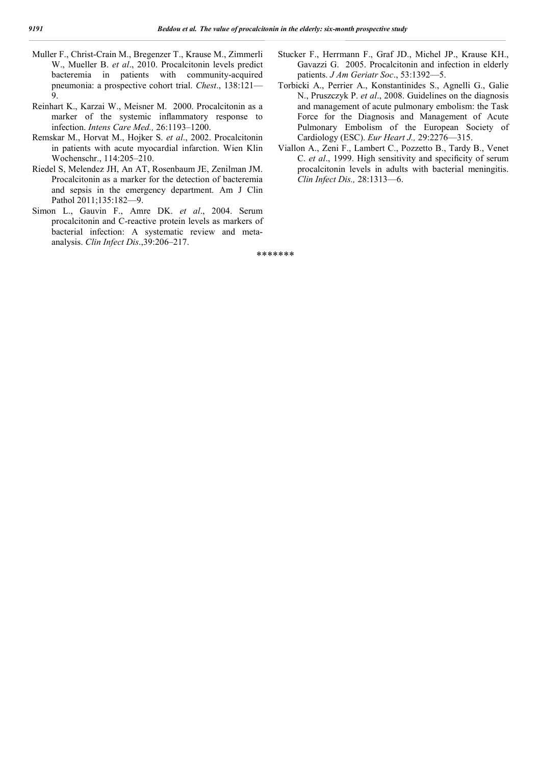Muller F., Christ-Crain M., Bregenzer T., Krause M., Zimmerli W., Mueller B. *et al*., 2010. Procalcitonin levels predict bacteremia in patients with community-acquired pneumonia: a prospective cohort trial. *Chest*., 138:121—9.

Reinhart K., Karzai W., Meisner M. 2000. Procalcitonin as a marker of the systemic inflammatory response to infection. *Intens Care Med.,* 26:1193–1200.

Remskar M., Horvat M., Hojker S. *et al*., 2002. Procalcitonin in patients with acute myocardial infarction. Wien Klin Wochenschr., 114:205–210.

Riedel S, Melendez JH, An AT, Rosenbaum JE, Zenilman JM. Procalcitonin as a marker for the detection of bacteremia and sepsis in the emergency department. Am J Clin Pathol 2011;135:182—9.

Simon L., Gauvin F., Amre DK. *et al*., 2004. Serum procalcitonin and C-reactive protein levels as markers of bacterial infection: A systematic review and meta-analysis. *Clin Infect Dis*.,39:206–217.

Stucker F., Herrmann F., Graf JD., Michel JP., Krause KH., Gavazzi G. 2005. Procalcitonin and infection in elderly patients. *J Am Geriatr Soc*., 53:1392—5.

Torbicki A., Perrier A., Konstantinides S., Agnelli G., Galie N., Pruszczyk P. *et al*., 2008. Guidelines on the diagnosis and management of acute pulmonary embolism: the Task Force for the Diagnosis and Management of Acute Pulmonary Embolism of the European Society of Cardiology (ESC). *Eur Heart J.,* 29:2276—315.

Viallon A., Zeni F., Lambert C., Pozzetto B., Tardy B., Venet C. *et al*., 1999. High sensitivity and specificity of serum procalcitonin levels in adults with bacterial meningitis. *Clin Infect Dis.,* 28:1313—6.

\*\*\*\*\*\*\*